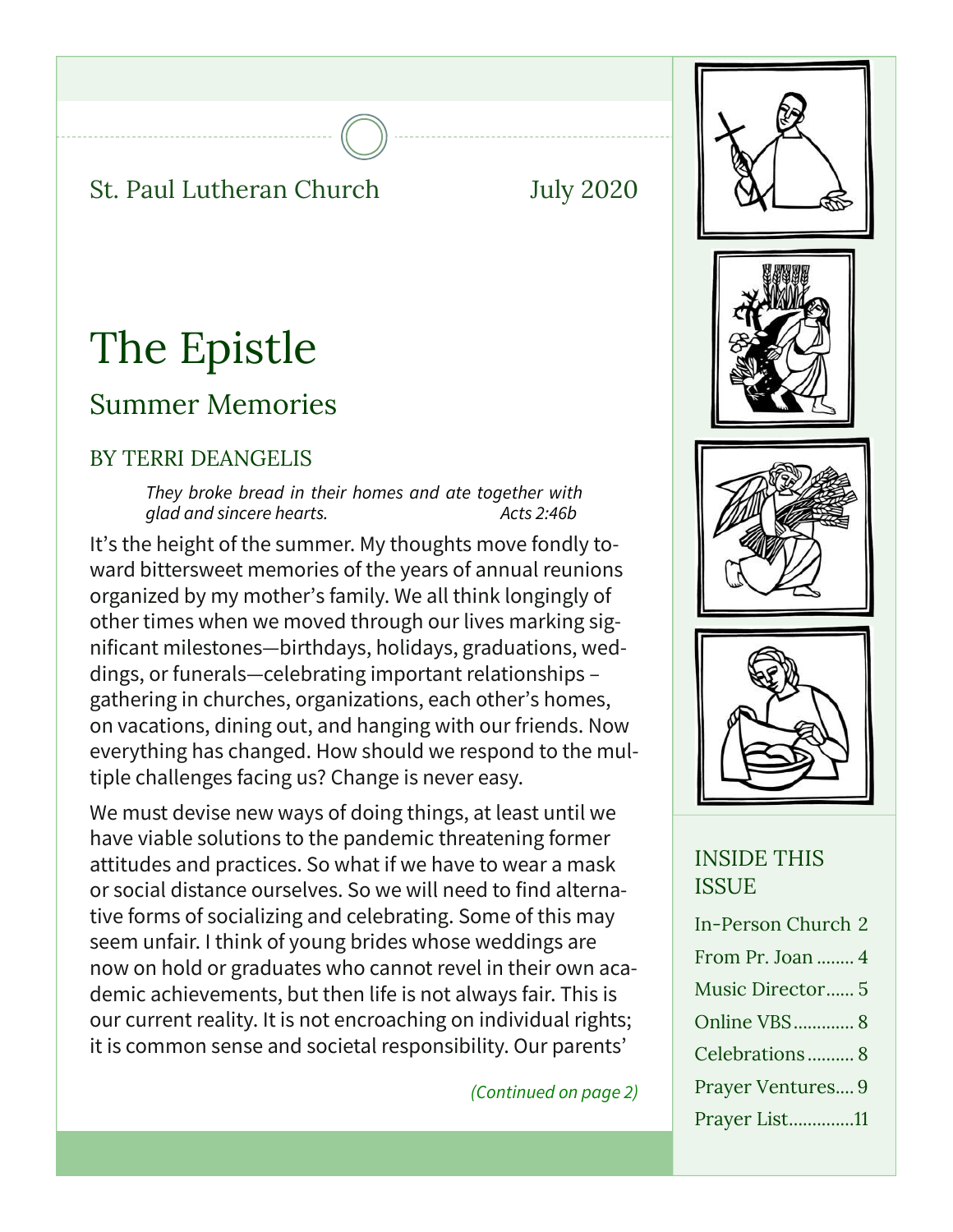St. Paul Lutheran Church July 2020

# The Epistle

## Summer Memories

### BY TERRI DEANGELIS

*They broke bread in their homes and ate together with glad and sincere hearts.* *Acts 2:46b*

It's the height of the summer. My thoughts move fondly toward bittersweet memories of the years of annual reunions organized by my mother's family. We all think longingly of other times when we moved through our lives marking significant milestones—birthdays, holidays, graduations, weddings, or funerals—celebrating important relationships – gathering in churches, organizations, each other's homes, on vacations, dining out, and hanging with our friends. Now everything has changed. How should we respond to the multiple challenges facing us? Change is never easy.

We must devise new ways of doing things, at least until we have viable solutions to the pandemic threatening former attitudes and practices. So what if we have to wear a mask or social distance ourselves. So we will need to find alternative forms of socializing and celebrating. Some of this may seem unfair. I think of young brides whose weddings are now on hold or graduates who cannot revel in their own academic achievements, but then life is not always fair. This is our current reality. It is not encroaching on individual rights; it is common sense and societal responsibility. Our parents'

*(Continued on page 2)*

### INSIDE THIS ISSUE

- In-Person Church 2
- From Pr. Joan ........ 4
- Music Director...... 5
- Online VBS............. 8
- Celebrations.......... 8
- Prayer Ventures.... 9
- Prayer List..............11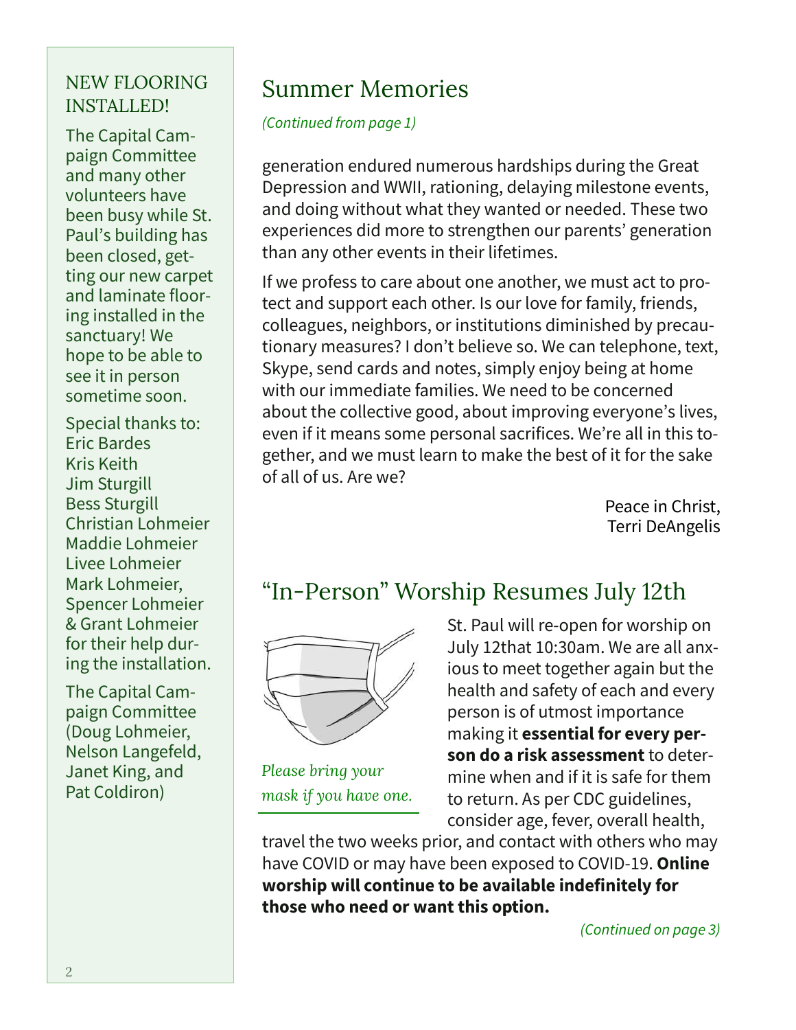## NEW FLOORING INSTALLED!

The Capital Campaign Committee and many other volunteers have been busy while St. Paul's building has been closed, getting our new carpet and laminate flooring installed in the sanctuary! We hope to be able to see it in person sometime soon.

Special thanks to:
Eric Bardes
Kris Keith
Jim Sturgill
Bess Sturgill
Christian Lohmeier
Maddie Lohmeier
Livee Lohmeier
Mark Lohmeier,
Spencer Lohmeier
& Grant Lohmeier
for their help during the installation.

The Capital Campaign Committee (Doug Lohmeier, Nelson Langefeld, Janet King, and Pat Coldiron)

## Summer Memories

*(Continued from page 1)*

generation endured numerous hardships during the Great Depression and WWII, rationing, delaying milestone events, and doing without what they wanted or needed. These two experiences did more to strengthen our parents' generation than any other events in their lifetimes.

If we profess to care about one another, we must act to protect and support each other. Is our love for family, friends, colleagues, neighbors, or institutions diminished by precautionary measures? I don't believe so. We can telephone, text, Skype, send cards and notes, simply enjoy being at home with our immediate families. We need to be concerned about the collective good, about improving everyone's lives, even if it means some personal sacrifices. We're all in this together, and we must learn to make the best of it for the sake of all of us. Are we?

Peace in Christ,
Terri DeAngelis

## "In-Person" Worship Resumes July 12th

*Please bring your mask if you have one.*

St. Paul will re-open for worship on July 12that 10:30am. We are all anxious to meet together again but the health and safety of each and every person is of utmost importance making it **essential for every person do a risk assessment** to determine when and if it is safe for them to return. As per CDC guidelines, consider age, fever, overall health, travel the two weeks prior, and contact with others who may have COVID or may have been exposed to COVID-19. **Online worship will continue to be available indefinitely for those who need or want this option.**

*(Continued on page 3)*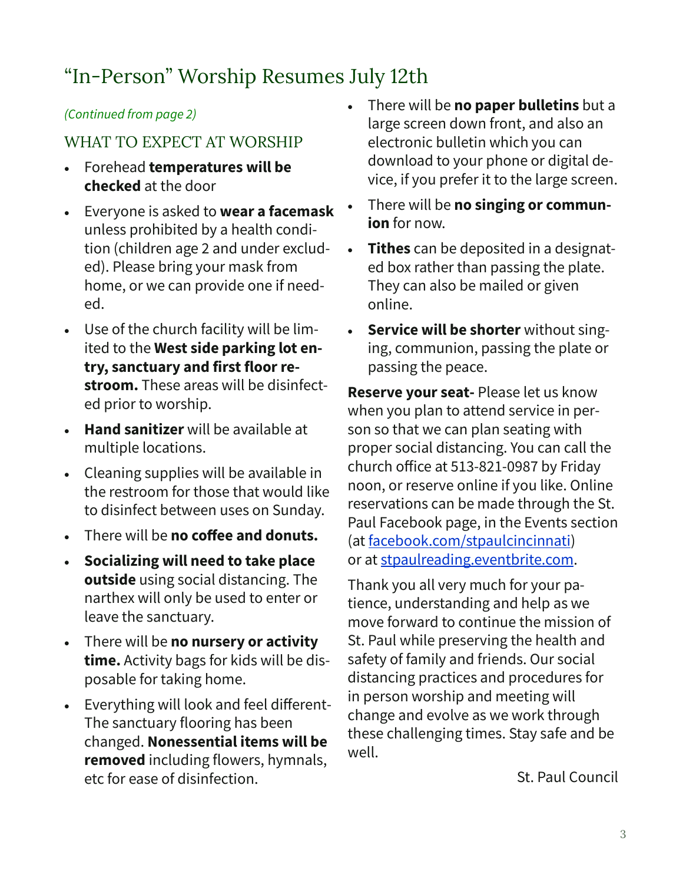# "In-Person" Worship Resumes July 12th

*(Continued from page 2)*

## WHAT TO EXPECT AT WORSHIP

- Forehead **temperatures will be checked** at the door
- Everyone is asked to **wear a facemask** unless prohibited by a health condition (children age 2 and under excluded). Please bring your mask from home, or we can provide one if needed.
- Use of the church facility will be limited to the **West side parking lot entry, sanctuary and first floor restroom.** These areas will be disinfected prior to worship.
- **Hand sanitizer** will be available at multiple locations.
- Cleaning supplies will be available in the restroom for those that would like to disinfect between uses on Sunday.
- There will be **no coffee and donuts.**
- **Socializing will need to take place outside** using social distancing. The narthex will only be used to enter or leave the sanctuary.
- There will be **no nursery or activity time.** Activity bags for kids will be disposable for taking home.
- Everything will look and feel different- The sanctuary flooring has been changed. **Nonessential items will be removed** including flowers, hymnals, etc for ease of disinfection.
- There will be **no paper bulletins** but a large screen down front, and also an electronic bulletin which you can download to your phone or digital device, if you prefer it to the large screen.
- There will be **no singing or communion** for now.
- **Tithes** can be deposited in a designated box rather than passing the plate. They can also be mailed or given online.
- **Service will be shorter** without singing, communion, passing the plate or passing the peace.

**Reserve your seat-** Please let us know when you plan to attend service in person so that we can plan seating with proper social distancing. You can call the church office at 513-821-0987 by Friday noon, or reserve online if you like. Online reservations can be made through the St. Paul Facebook page, in the Events section (at [facebook.com/stpaulcincinnati](facebook.com/stpaulcincinnati)) or at [stpaulreading.eventbrite.com](stpaulreading.eventbrite.com).

Thank you all very much for your patience, understanding and help as we move forward to continue the mission of St. Paul while preserving the health and safety of family and friends. Our social distancing practices and procedures for in person worship and meeting will change and evolve as we work through these challenging times. Stay safe and be well.

St. Paul Council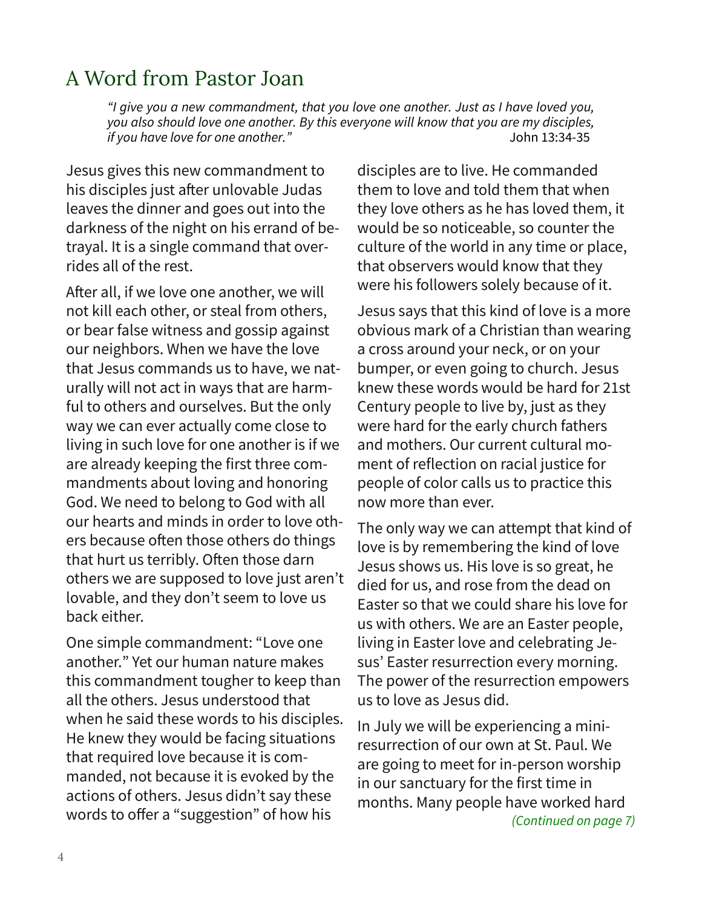# A Word from Pastor Joan

> *"I give you a new commandment, that you love one another. Just as I have loved you, you also should love one another. By this everyone will know that you are my disciples, if you have love for one another."* John 13:34-35

Jesus gives this new commandment to his disciples just after unlovable Judas leaves the dinner and goes out into the darkness of the night on his errand of betrayal. It is a single command that overrides all of the rest.

After all, if we love one another, we will not kill each other, or steal from others, or bear false witness and gossip against our neighbors. When we have the love that Jesus commands us to have, we naturally will not act in ways that are harmful to others and ourselves. But the only way we can ever actually come close to living in such love for one another is if we are already keeping the first three commandments about loving and honoring God. We need to belong to God with all our hearts and minds in order to love others because often those others do things that hurt us terribly. Often those darn others we are supposed to love just aren't lovable, and they don't seem to love us back either.

One simple commandment: "Love one another." Yet our human nature makes this commandment tougher to keep than all the others. Jesus understood that when he said these words to his disciples. He knew they would be facing situations that required love because it is commanded, not because it is evoked by the actions of others. Jesus didn't say these words to offer a "suggestion" of how his disciples are to live. He commanded them to love and told them that when they love others as he has loved them, it would be so noticeable, so counter the culture of the world in any time or place, that observers would know that they were his followers solely because of it.

Jesus says that this kind of love is a more obvious mark of a Christian than wearing a cross around your neck, or on your bumper, or even going to church. Jesus knew these words would be hard for 21st Century people to live by, just as they were hard for the early church fathers and mothers. Our current cultural moment of reflection on racial justice for people of color calls us to practice this now more than ever.

The only way we can attempt that kind of love is by remembering the kind of love Jesus shows us. His love is so great, he died for us, and rose from the dead on Easter so that we could share his love for us with others. We are an Easter people, living in Easter love and celebrating Jesus' Easter resurrection every morning. The power of the resurrection empowers us to love as Jesus did.

In July we will be experiencing a mini-resurrection of our own at St. Paul. We are going to meet for in-person worship in our sanctuary for the first time in months. Many people have worked hard

*(Continued on page 7)*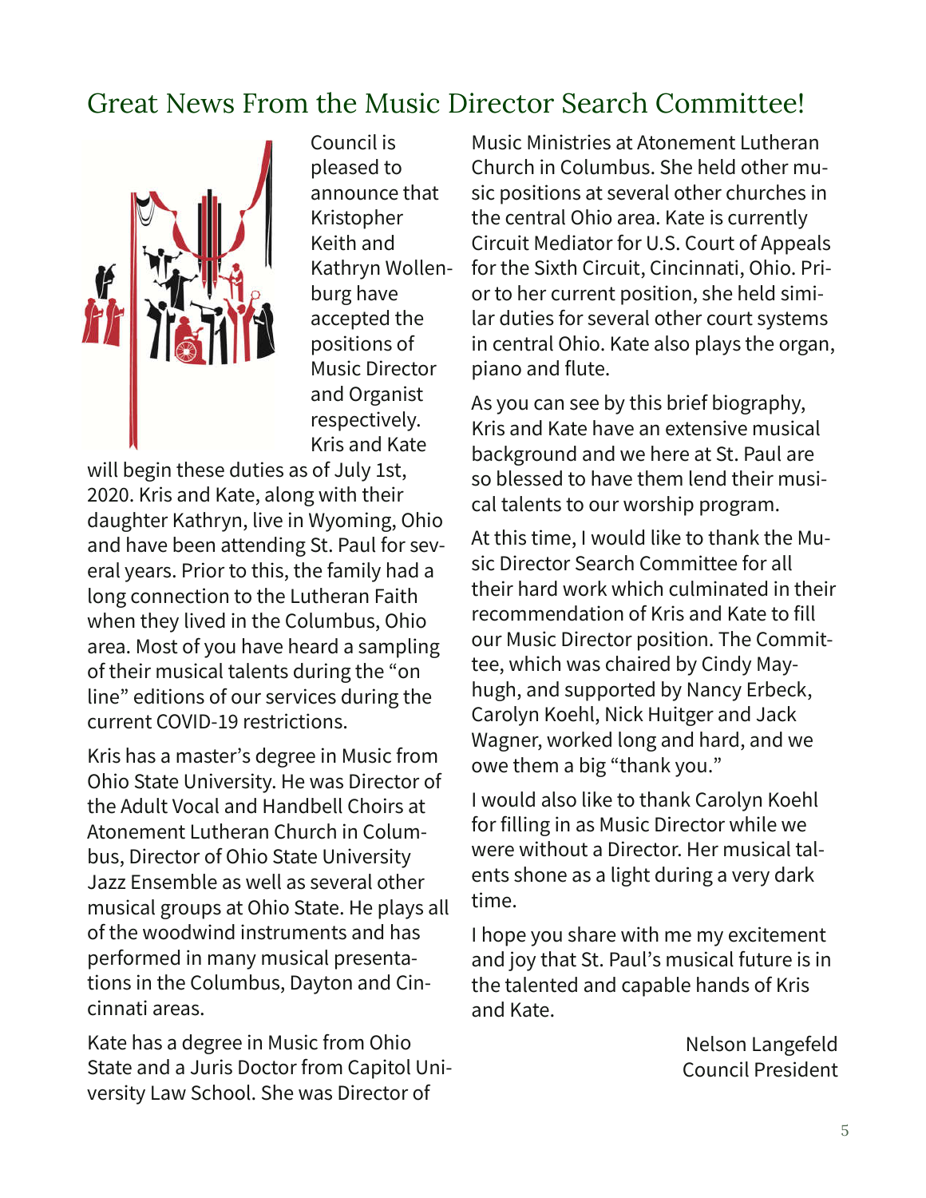# Great News From the Music Director Search Committee!

Council is pleased to announce that Kristopher Keith and Kathryn Wollenburg have accepted the positions of Music Director and Organist respectively. Kris and Kate will begin these duties as of July 1st, 2020. Kris and Kate, along with their daughter Kathryn, live in Wyoming, Ohio and have been attending St. Paul for several years. Prior to this, the family had a long connection to the Lutheran Faith when they lived in the Columbus, Ohio area. Most of you have heard a sampling of their musical talents during the "on line" editions of our services during the current COVID-19 restrictions.

Kris has a master's degree in Music from Ohio State University. He was Director of the Adult Vocal and Handbell Choirs at Atonement Lutheran Church in Columbus, Director of Ohio State University Jazz Ensemble as well as several other musical groups at Ohio State. He plays all of the woodwind instruments and has performed in many musical presentations in the Columbus, Dayton and Cincinnati areas.

Kate has a degree in Music from Ohio State and a Juris Doctor from Capitol University Law School. She was Director of Music Ministries at Atonement Lutheran Church in Columbus. She held other music positions at several other churches in the central Ohio area. Kate is currently Circuit Mediator for U.S. Court of Appeals for the Sixth Circuit, Cincinnati, Ohio. Prior to her current position, she held similar duties for several other court systems in central Ohio. Kate also plays the organ, piano and flute.

As you can see by this brief biography, Kris and Kate have an extensive musical background and we here at St. Paul are so blessed to have them lend their musical talents to our worship program.

At this time, I would like to thank the Music Director Search Committee for all their hard work which culminated in their recommendation of Kris and Kate to fill our Music Director position. The Committee, which was chaired by Cindy Mayhugh, and supported by Nancy Erbeck, Carolyn Koehl, Nick Huitger and Jack Wagner, worked long and hard, and we owe them a big "thank you."

I would also like to thank Carolyn Koehl for filling in as Music Director while we were without a Director. Her musical talents shone as a light during a very dark time.

I hope you share with me my excitement and joy that St. Paul's musical future is in the talented and capable hands of Kris and Kate.

Nelson Langefeld
Council President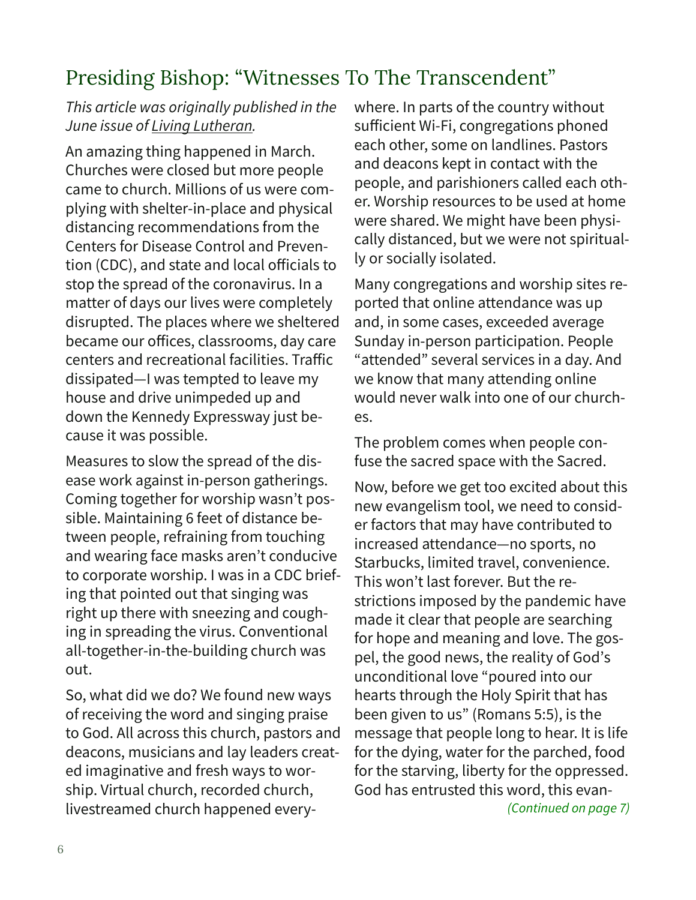# Presiding Bishop: "Witnesses To The Transcendent"

*This article was originally published in the June issue of Living Lutheran.*

An amazing thing happened in March. Churches were closed but more people came to church. Millions of us were complying with shelter-in-place and physical distancing recommendations from the Centers for Disease Control and Prevention (CDC), and state and local officials to stop the spread of the coronavirus. In a matter of days our lives were completely disrupted. The places where we sheltered became our offices, classrooms, day care centers and recreational facilities. Traffic dissipated—I was tempted to leave my house and drive unimpeded up and down the Kennedy Expressway just because it was possible.

Measures to slow the spread of the disease work against in-person gatherings. Coming together for worship wasn't possible. Maintaining 6 feet of distance between people, refraining from touching and wearing face masks aren't conducive to corporate worship. I was in a CDC briefing that pointed out that singing was right up there with sneezing and coughing in spreading the virus. Conventional all-together-in-the-building church was out.

So, what did we do? We found new ways of receiving the word and singing praise to God. All across this church, pastors and deacons, musicians and lay leaders created imaginative and fresh ways to worship. Virtual church, recorded church, livestreamed church happened everywhere. In parts of the country without sufficient Wi-Fi, congregations phoned each other, some on landlines. Pastors and deacons kept in contact with the people, and parishioners called each other. Worship resources to be used at home were shared. We might have been physically distanced, but we were not spiritually or socially isolated.

Many congregations and worship sites reported that online attendance was up and, in some cases, exceeded average Sunday in-person participation. People "attended" several services in a day. And we know that many attending online would never walk into one of our churches.

The problem comes when people confuse the sacred space with the Sacred.

Now, before we get too excited about this new evangelism tool, we need to consider factors that may have contributed to increased attendance—no sports, no Starbucks, limited travel, convenience. This won't last forever. But the restrictions imposed by the pandemic have made it clear that people are searching for hope and meaning and love. The gospel, the good news, the reality of God's unconditional love "poured into our hearts through the Holy Spirit that has been given to us" (Romans 5:5), is the message that people long to hear. It is life for the dying, water for the parched, food for the starving, liberty for the oppressed. God has entrusted this word, this evan-

*(Continued on page 7)*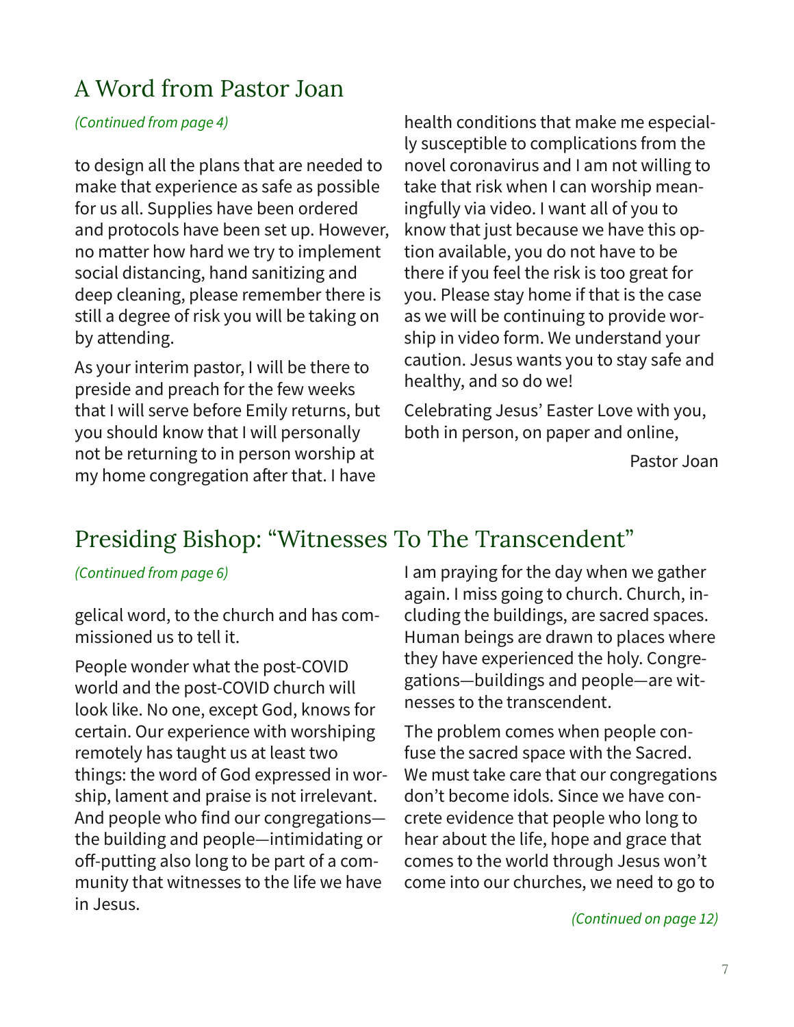## A Word from Pastor Joan

*(Continued from page 4)*

to design all the plans that are needed to make that experience as safe as possible for us all. Supplies have been ordered and protocols have been set up. However, no matter how hard we try to implement social distancing, hand sanitizing and deep cleaning, please remember there is still a degree of risk you will be taking on by attending.

As your interim pastor, I will be there to preside and preach for the few weeks that I will serve before Emily returns, but you should know that I will personally not be returning to in person worship at my home congregation after that. I have health conditions that make me especially susceptible to complications from the novel coronavirus and I am not willing to take that risk when I can worship meaningfully via video. I want all of you to know that just because we have this option available, you do not have to be there if you feel the risk is too great for you. Please stay home if that is the case as we will be continuing to provide worship in video form. We understand your caution. Jesus wants you to stay safe and healthy, and so do we!

Celebrating Jesus' Easter Love with you, both in person, on paper and online,

Pastor Joan

## Presiding Bishop: "Witnesses To The Transcendent"

*(Continued from page 6)*

gelical word, to the church and has commissioned us to tell it.

People wonder what the post-COVID world and the post-COVID church will look like. No one, except God, knows for certain. Our experience with worshiping remotely has taught us at least two things: the word of God expressed in worship, lament and praise is not irrelevant. And people who find our congregations—the building and people—intimidating or off-putting also long to be part of a community that witnesses to the life we have in Jesus.

I am praying for the day when we gather again. I miss going to church. Church, including the buildings, are sacred spaces. Human beings are drawn to places where they have experienced the holy. Congregations—buildings and people—are witnesses to the transcendent.

The problem comes when people confuse the sacred space with the Sacred. We must take care that our congregations don't become idols. Since we have concrete evidence that people who long to hear about the life, hope and grace that comes to the world through Jesus won't come into our churches, we need to go to

*(Continued on page 12)*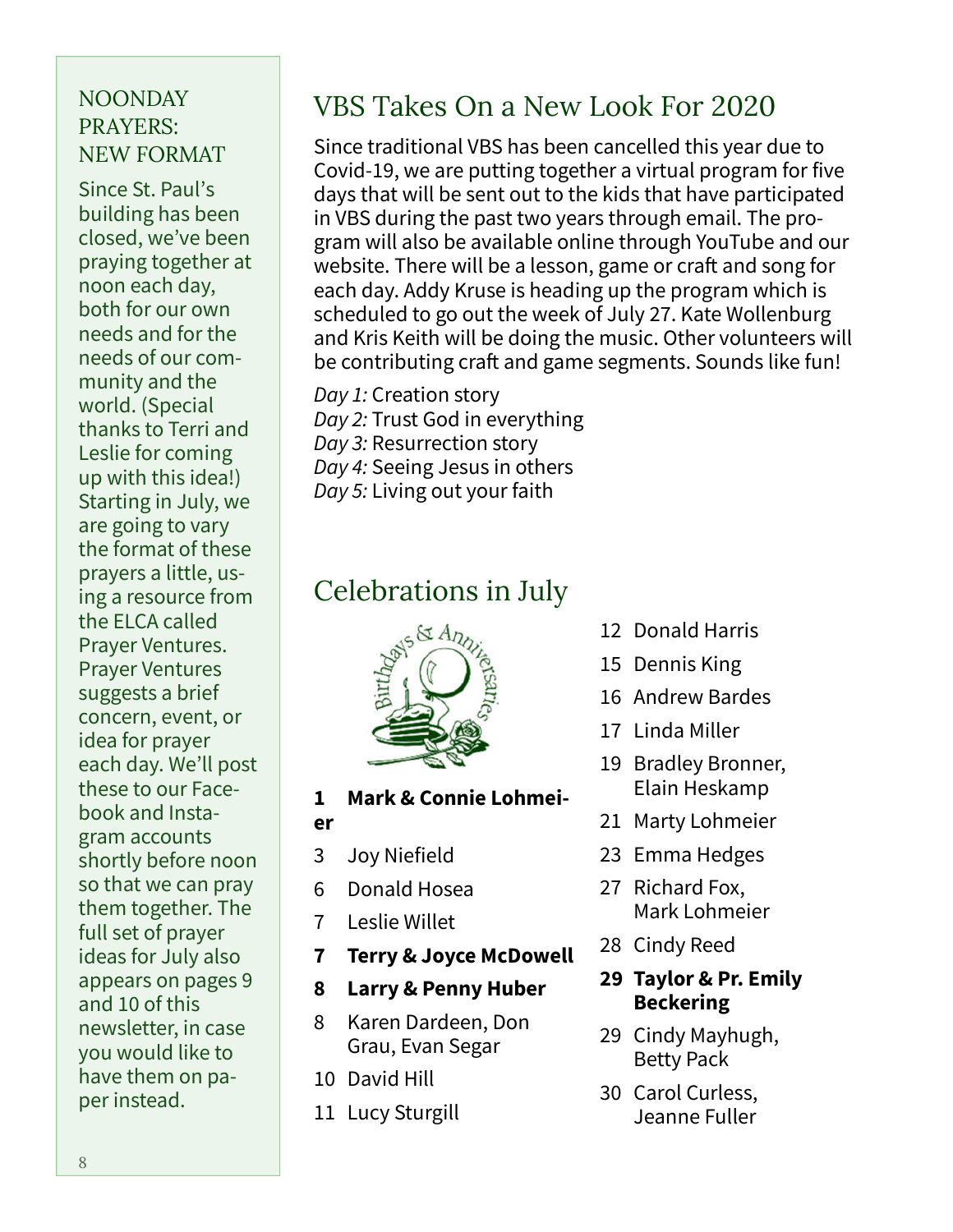## NOONDAY PRAYERS: NEW FORMAT

Since St. Paul's building has been closed, we've been praying together at noon each day, both for our own needs and for the needs of our community and the world. (Special thanks to Terri and Leslie for coming up with this idea!) Starting in July, we are going to vary the format of these prayers a little, using a resource from the ELCA called Prayer Ventures. Prayer Ventures suggests a brief concern, event, or idea for prayer each day. We'll post these to our Facebook and Instagram accounts shortly before noon so that we can pray them together. The full set of prayer ideas for July also appears on pages 9 and 10 of this newsletter, in case you would like to have them on paper instead.

## VBS Takes On a New Look For 2020

Since traditional VBS has been cancelled this year due to Covid-19, we are putting together a virtual program for five days that will be sent out to the kids that have participated in VBS during the past two years through email. The program will also be available online through YouTube and our website. There will be a lesson, game or craft and song for each day. Addy Kruse is heading up the program which is scheduled to go out the week of July 27. Kate Wollenburg and Kris Keith will be doing the music. Other volunteers will be contributing craft and game segments. Sounds like fun!

*Day 1:* Creation story
*Day 2:* Trust God in everything
*Day 3:* Resurrection story
*Day 4:* Seeing Jesus in others
*Day 5:* Living out your faith

## Celebrations in July

**1 Mark & Connie Lohmeier**
3 Joy Niefield
6 Donald Hosea
7 Leslie Willet
**7 Terry & Joyce McDowell**
**8 Larry & Penny Huber**
8 Karen Dardeen, Don Grau, Evan Segar
10 David Hill
11 Lucy Sturgill
12 Donald Harris
15 Dennis King
16 Andrew Bardes
17 Linda Miller
19 Bradley Bronner, Elain Heskamp
21 Marty Lohmeier
23 Emma Hedges
27 Richard Fox, Mark Lohmeier
28 Cindy Reed
**29 Taylor & Pr. Emily Beckering**
29 Cindy Mayhugh, Betty Pack
30 Carol Curless, Jeanne Fuller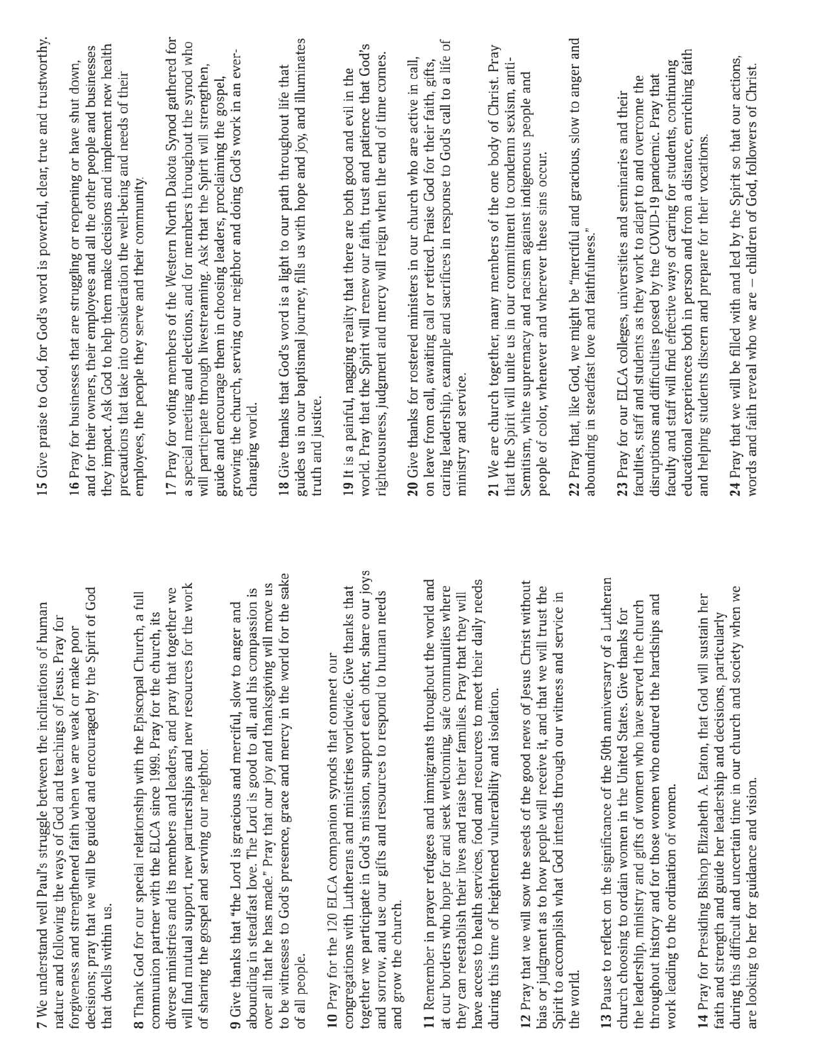**7** We understand well Paul's struggle between the inclinations of human nature and following the ways of God and teachings of Jesus. Pray for forgiveness and strengthened faith when we are weak or make poor decisions; pray that we will be guided and encouraged by the Spirit of God that dwells within us.

**8** Thank God for our special relationship with the Episcopal Church, a full communion partner with the ELCA since 1999. Pray for the church, its diverse ministries and its members and leaders, and pray that together we will find mutual support, new partnerships and new resources for the work of sharing the gospel and serving our neighbor.

**9** Give thanks that "the Lord is gracious and merciful, slow to anger and abounding in steadfast love. The Lord is good to all, and his compassion is over all that he has made." Pray that our joy and thanksgiving will move us to be witnesses to God's presence, grace and mercy in the world for the sake of all people.

**10** Pray for the 120 ELCA companion synods that connect our congregations with Lutherans and ministries worldwide. Give thanks that together we participate in God's mission, support each other, share our joys and sorrow, and use our gifts and resources to respond to human needs and grow the church.

**11** Remember in prayer refugees and immigrants throughout the world and at our borders who hope for and seek welcoming, safe communities where they can reestablish their lives and raise their families. Pray that they will have access to health services, food and resources to meet their daily needs during this time of heightened vulnerability and isolation.

**12** Pray that we will sow the seeds of the good news of Jesus Christ without bias or judgment as to how people will receive it, and that we will trust the Spirit to accomplish what God intends through our witness and service in the world.

**13** Pause to reflect on the significance of the 50th anniversary of a Lutheran church choosing to ordain women in the United States. Give thanks for the leadership, ministry and gifts of women who have served the church throughout history and for those women who endured the hardships and work leading to the ordination of women.

**14** Pray for Presiding Bishop Elizabeth A. Eaton, that God will sustain her faith and strength and guide her leadership and decisions, particularly during this difficult and uncertain time in our church and society when we are looking to her for guidance and vision.

**15** Give praise to God, for God's word is powerful, clear, true and trustworthy.

**16** Pray for businesses that are struggling or reopening or have shut down, and for their owners, their employees and all the other people and businesses they impact. Ask God to help them make decisions and implement new health precautions that take into consideration the well-being and needs of their employees, the people they serve and their community.

**17** Pray for voting members of the Western North Dakota Synod gathered for a special meeting and elections, and for members throughout the synod who will participate through livestreaming. Ask that the Spirit will strengthen, guide and encourage them in choosing leaders, proclaiming the gospel, growing the church, serving our neighbor and doing God's work in an ever-changing world.

**18** Give thanks that God's word is a light to our path throughout life that guides us in our baptismal journey, fills us with hope and joy, and illuminates truth and justice.

**19** It is a painful, nagging reality that there are both good and evil in the world. Pray that the Spirit will renew our faith, trust and patience that God's righteousness, judgment and mercy will reign when the end of time comes.

**20** Give thanks for rostered ministers in our church who are active in call, on leave from call, awaiting call or retired. Praise God for their faith, gifts, caring leadership, example and sacrifices in response to God's call to a life of ministry and service.

**21** We are church together, many members of the one body of Christ. Pray that the Spirit will unite us in our commitment to condemn sexism, anti-Semitism, white supremacy and racism against indigenous people and people of color, whenever and wherever these sins occur.

**22** Pray that, like God, we might be "merciful and gracious, slow to anger and abounding in steadfast love and faithfulness."

**23** Pray for our ELCA colleges, universities and seminaries and their faculties, staff and students as they work to adapt to and overcome the disruptions and difficulties posed by the COVID-19 pandemic. Pray that faculty and staff will find effective ways of caring for students, continuing educational experiences both in person and from a distance, enriching faith and helping students discern and prepare for their vocations.

**24** Pray that we will be filled with and led by the Spirit so that our actions, words and faith reveal who we are — children of God, followers of Christ.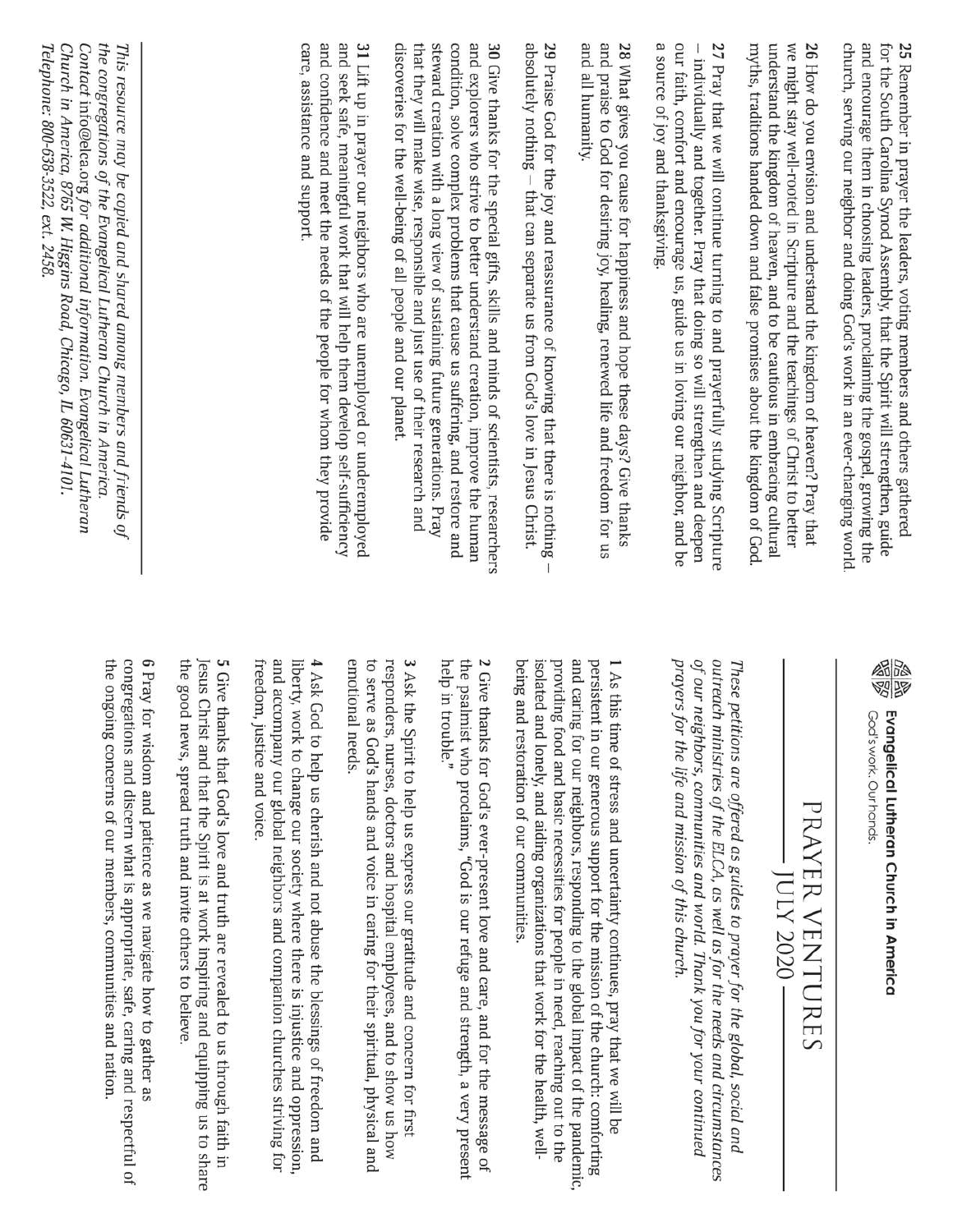**Evangelical Lutheran Church in America**
God's work. Our hands.

# PRAYER VENTURES

## JULY 2020

*These petitions are offered as guides to prayer for the global, social and outreach ministries of the ELCA, as well as for the needs and circumstances of our neighbors, communities and world. Thank you for your continued prayers for the life and mission of this church.*

**1** As this time of stress and uncertainty continues, pray that we will be persistent in our generous support for the mission of the church: comforting and caring for our neighbors, responding to the global impact of the pandemic, providing food and basic necessities for people in need, reaching out to the isolated and lonely, and aiding organizations that work for the health, well-being and restoration of our communities.

**2** Give thanks for God's ever-present love and care, and for the message of the psalmist who proclaims, "God is our refuge and strength, a very present help in trouble."

**3** Ask the Spirit to help us express our gratitude and concern for first responders, nurses, doctors and hospital employees, and to show us how to serve as God's hands and voice in caring for their spiritual, physical and emotional needs.

**4** Ask God to help us cherish and not abuse the blessings of freedom and liberty, work to change our society where there is injustice and oppression, and accompany our global neighbors and companion churches striving for freedom, justice and voice.

**5** Give thanks that God's love and truth are revealed to us through faith in Jesus Christ and that the Spirit is at work inspiring and equipping us to share the good news, spread truth and invite others to believe.

**6** Pray for wisdom and patience as we navigate how to gather as congregations and discern what is appropriate, safe, caring and respectful of the ongoing concerns of our members, communities and nation.

**25** Remember in prayer the leaders, voting members and others gathered for the South Carolina Synod Assembly, that the Spirit will strengthen, guide and encourage them in choosing leaders, proclaiming the gospel, growing the church, serving our neighbor and doing God's work in an ever-changing world.

**26** How do you envision and understand the kingdom of heaven? Pray that we might stay well-rooted in Scripture and the teachings of Christ to better understand the kingdom of heaven, and to be cautious in embracing cultural myths, traditions handed down and false promises about the kingdom of God.

**27** Pray that we will continue turning to and prayerfully studying Scripture – individually and together. Pray that doing so will strengthen and deepen our faith, comfort and encourage us, guide us in loving our neighbor, and be a source of joy and thanksgiving.

**28** What gives you cause for happiness and hope these days? Give thanks and praise to God for desiring joy, healing, renewed life and freedom for us and all humanity.

**29** Praise God for the joy and reassurance of knowing that there is nothing – absolutely nothing – that can separate us from God's love in Jesus Christ.

**30** Give thanks for the special gifts, skills and minds of scientists, researchers and explorers who strive to better understand creation, improve the human condition, solve complex problems that cause us suffering, and restore and steward creation with a long view of sustaining future generations. Pray that they will make wise, responsible and just use of their research and discoveries for the well-being of all people and our planet.

**31** Lift up in prayer our neighbors who are unemployed or underemployed and seek safe, meaningful work that will help them develop self-sufficiency and confidence and meet the needs of the people for whom they provide care, assistance and support.

---

*This resource may be copied and shared among members and friends of the congregations of the Evangelical Lutheran Church in America. Contact* info@elca.org *for additional information. Evangelical Lutheran Church in America, 8765 W. Higgins Road, Chicago, IL 60631-4101. Telephone: 800-638-3522, ext. 2458.*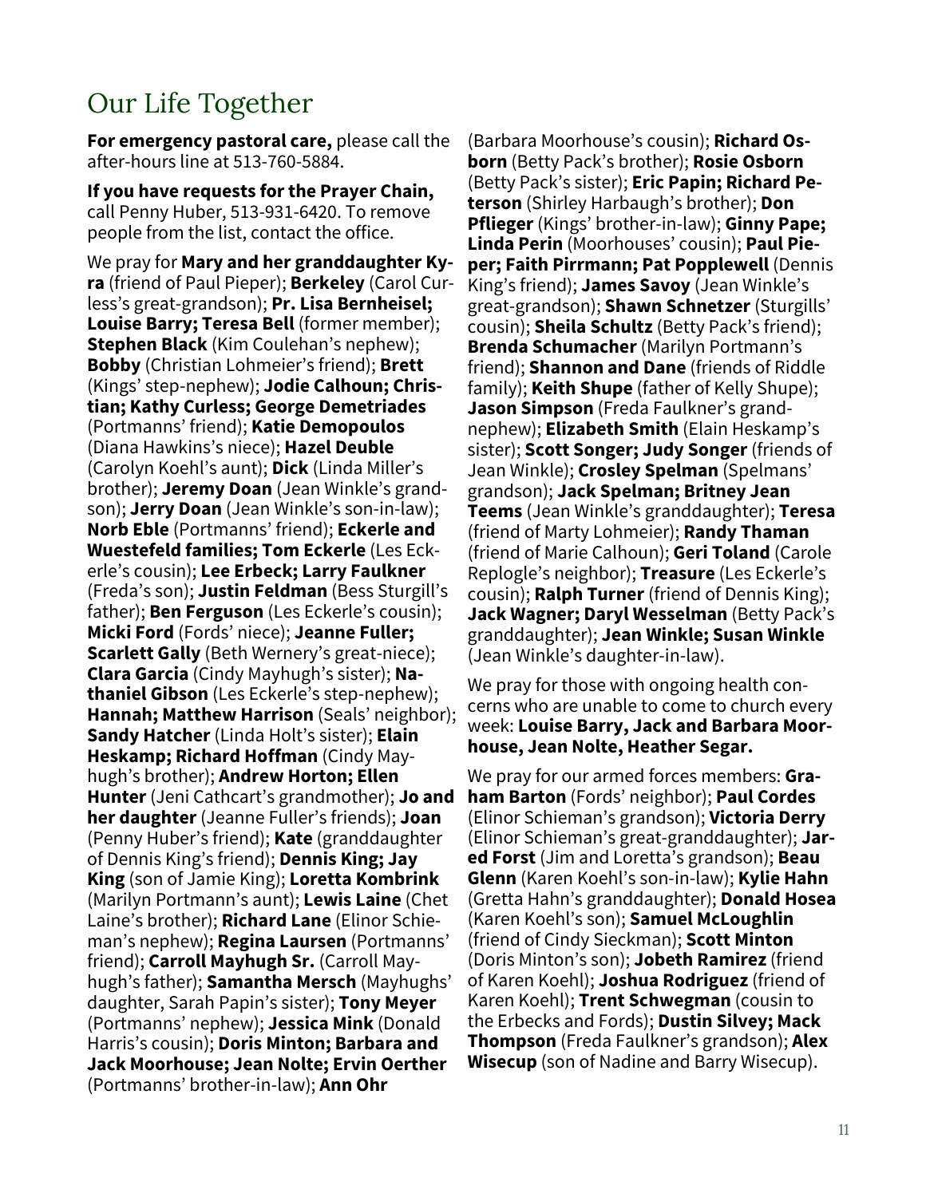# Our Life Together

**For emergency pastoral care,** please call the after-hours line at 513-760-5884.

**If you have requests for the Prayer Chain,** call Penny Huber, 513-931-6420. To remove people from the list, contact the office.

We pray for **Mary and her granddaughter Kyra** (friend of Paul Pieper); **Berkeley** (Carol Curless's great-grandson); **Pr. Lisa Bernheisel; Louise Barry; Teresa Bell** (former member); **Stephen Black** (Kim Coulehan's nephew); **Bobby** (Christian Lohmeier's friend); **Brett** (Kings' step-nephew); **Jodie Calhoun; Christian; Kathy Curless; George Demetriades** (Portmanns' friend); **Katie Demopoulos** (Diana Hawkins's niece); **Hazel Deuble** (Carolyn Koehl's aunt); **Dick** (Linda Miller's brother); **Jeremy Doan** (Jean Winkle's grandson); **Jerry Doan** (Jean Winkle's son-in-law); **Norb Eble** (Portmanns' friend); **Eckerle and Wuestefeld families; Tom Eckerle** (Les Eckerle's cousin); **Lee Erbeck; Larry Faulkner** (Freda's son); **Justin Feldman** (Bess Sturgill's father); **Ben Ferguson** (Les Eckerle's cousin); **Micki Ford** (Fords' niece); **Jeanne Fuller; Scarlett Gally** (Beth Wernery's great-niece); **Clara Garcia** (Cindy Mayhugh's sister); **Nathaniel Gibson** (Les Eckerle's step-nephew); **Hannah; Matthew Harrison** (Seals' neighbor); **Sandy Hatcher** (Linda Holt's sister); **Elain Heskamp; Richard Hoffman** (Cindy Mayhugh's brother); **Andrew Horton; Ellen Hunter** (Jeni Cathcart's grandmother); **Jo and her daughter** (Jeanne Fuller's friends); **Joan** (Penny Huber's friend); **Kate** (granddaughter of Dennis King's friend); **Dennis King; Jay King** (son of Jamie King); **Loretta Kombrink** (Marilyn Portmann's aunt); **Lewis Laine** (Chet Laine's brother); **Richard Lane** (Elinor Schieman's nephew); **Regina Laursen** (Portmanns' friend); **Carroll Mayhugh Sr.** (Carroll Mayhugh's father); **Samantha Mersch** (Mayhughs' daughter, Sarah Papin's sister); **Tony Meyer** (Portmanns' nephew); **Jessica Mink** (Donald Harris's cousin); **Doris Minton; Barbara and Jack Moorhouse; Jean Nolte; Ervin Oerther** (Portmanns' brother-in-law); **Ann Ohr** (Barbara Moorhouse's cousin); **Richard Osborn** (Betty Pack's brother); **Rosie Osborn** (Betty Pack's sister); **Eric Papin; Richard Peterson** (Shirley Harbaugh's brother); **Don Pflieger** (Kings' brother-in-law); **Ginny Pape; Linda Perin** (Moorhouses' cousin); **Paul Pieper; Faith Pirrmann; Pat Popplewell** (Dennis King's friend); **James Savoy** (Jean Winkle's great-grandson); **Shawn Schnetzer** (Sturgills' cousin); **Sheila Schultz** (Betty Pack's friend); **Brenda Schumacher** (Marilyn Portmann's friend); **Shannon and Dane** (friends of Riddle family); **Keith Shupe** (father of Kelly Shupe); **Jason Simpson** (Freda Faulkner's grandnephew); **Elizabeth Smith** (Elain Heskamp's sister); **Scott Songer; Judy Songer** (friends of Jean Winkle); **Crosley Spelman** (Spelmans' grandson); **Jack Spelman; Britney Jean Teems** (Jean Winkle's granddaughter); **Teresa** (friend of Marty Lohmeier); **Randy Thaman** (friend of Marie Calhoun); **Geri Toland** (Carole Replogle's neighbor); **Treasure** (Les Eckerle's cousin); **Ralph Turner** (friend of Dennis King); **Jack Wagner; Daryl Wesselman** (Betty Pack's granddaughter); **Jean Winkle; Susan Winkle** (Jean Winkle's daughter-in-law).

We pray for those with ongoing health concerns who are unable to come to church every week: **Louise Barry, Jack and Barbara Moorhouse, Jean Nolte, Heather Segar.**

We pray for our armed forces members: **Graham Barton** (Fords' neighbor); **Paul Cordes** (Elinor Schieman's grandson); **Victoria Derry** (Elinor Schieman's great-granddaughter); **Jared Forst** (Jim and Loretta's grandson); **Beau Glenn** (Karen Koehl's son-in-law); **Kylie Hahn** (Gretta Hahn's granddaughter); **Donald Hosea** (Karen Koehl's son); **Samuel McLoughlin** (friend of Cindy Sieckman); **Scott Minton** (Doris Minton's son); **Jobeth Ramirez** (friend of Karen Koehl); **Joshua Rodriguez** (friend of Karen Koehl); **Trent Schwegman** (cousin to the Erbecks and Fords); **Dustin Silvey; Mack Thompson** (Freda Faulkner's grandson); **Alex Wisecup** (son of Nadine and Barry Wisecup).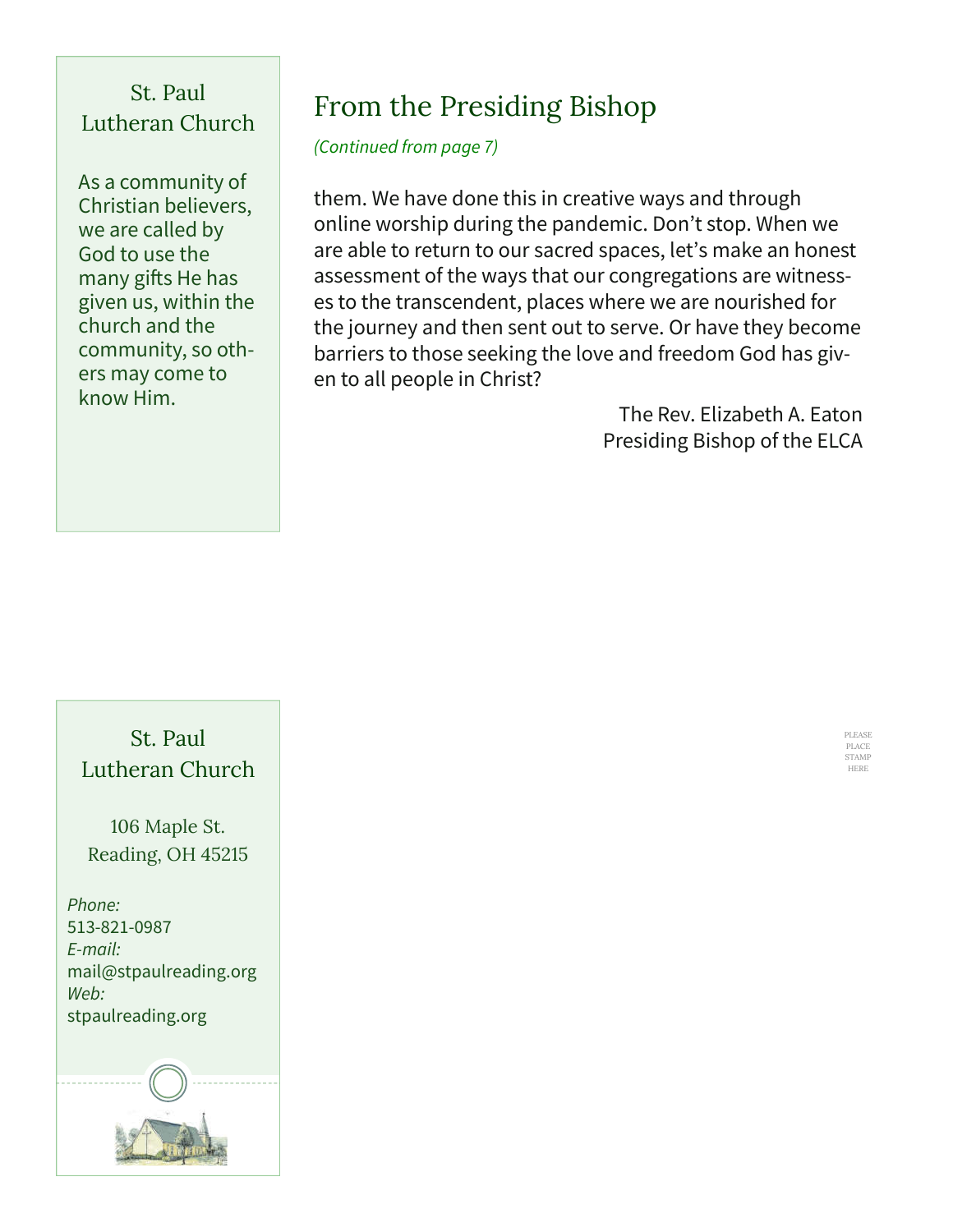St. Paul
Lutheran Church

As a community of Christian believers, we are called by God to use the many gifts He has given us, within the church and the community, so others may come to know Him.

## From the Presiding Bishop

*(Continued from page 7)*

them. We have done this in creative ways and through online worship during the pandemic. Don't stop. When we are able to return to our sacred spaces, let's make an honest assessment of the ways that our congregations are witnesses to the transcendent, places where we are nourished for the journey and then sent out to serve. Or have they become barriers to those seeking the love and freedom God has given to all people in Christ?

The Rev. Elizabeth A. Eaton
Presiding Bishop of the ELCA

St. Paul
Lutheran Church

106 Maple St.
Reading, OH 45215

*Phone:*
513-821-0987
*E-mail:*
mail@stpaulreading.org
*Web:*
stpaulreading.org

PLEASE
PLACE
STAMP
HERE